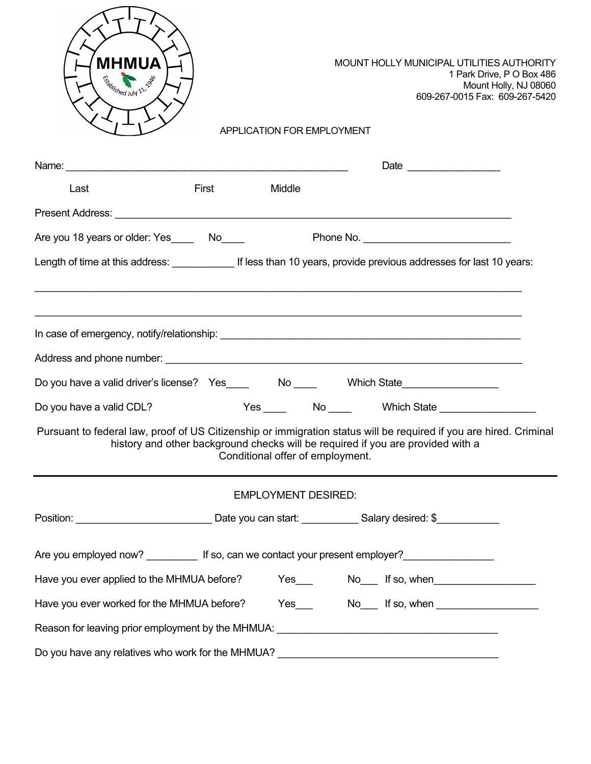MHMUA

Established July 11, 1946

MOUNT HOLLY MUNICIPAL UTILITIES AUTHORITY
1 Park Drive, P O Box 486
Mount Holly, NJ 08060
609-267-0015 Fax: 609-267-5420

# APPLICATION FOR EMPLOYMENT

Name: ___________________________________________________ Date ________________

Last First Middle

Present Address: __________________________________________________________________________

Are you 18 years or older: Yes____ No____ Phone No. __________________________

Length of time at this address: ___________ If less than 10 years, provide previous addresses for last 10 years:

______________________________________________________________________________________

______________________________________________________________________________________

In case of emergency, notify/relationship: _______________________________________________________

Address and phone number: __________________________________________________________________

Do you have a valid driver's license? Yes____ No ____ Which State_________________

Do you have a valid CDL? Yes ____ No ____ Which State _________________

Pursuant to federal law, proof of US Citizenship or immigration status will be required if you are hired. Criminal history and other background checks will be required if you are provided with a Conditional offer of employment.

---

## EMPLOYMENT DESIRED:

Position: ________________________ Date you can start: __________ Salary desired: $___________

Are you employed now? _________ If so, can we contact your present employer?________________

Have you ever applied to the MHMUA before? Yes___ No___ If so, when__________________

Have you ever worked for the MHMUA before? Yes___ No___ If so, when __________________

Reason for leaving prior employment by the MHMUA: ______________________________________

Do you have any relatives who work for the MHMUA? ______________________________________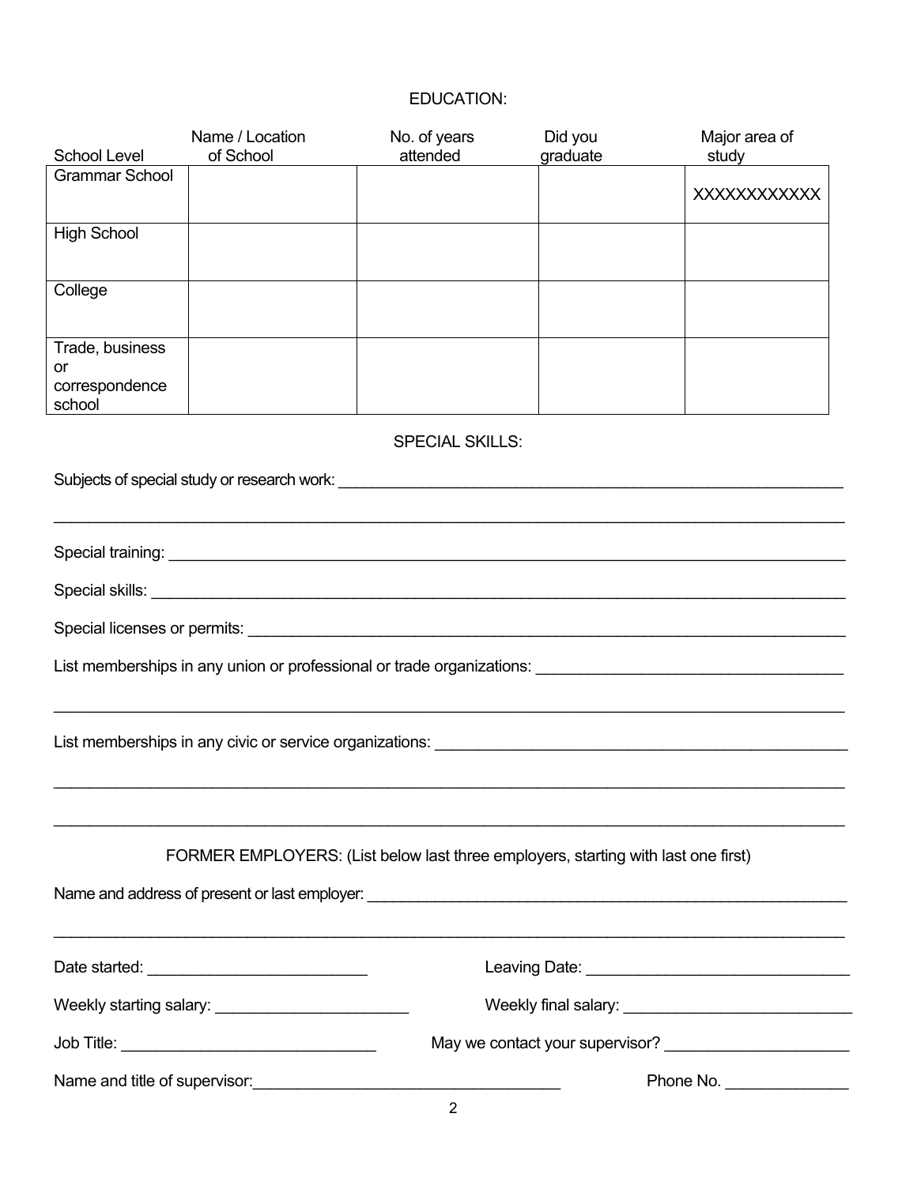## EDUCATION:

| School Level | Name / Location of School | No. of years attended | Did you graduate | Major area of study |
|---|---|---|---|---|
| Grammar School | | | | XXXXXXXXXXXX |
| High School | | | | |
| College | | | | |
| Trade, business or correspondence school | | | | |

## SPECIAL SKILLS:

Subjects of special study or research work: ______________________________________________________________

_____________________________________________________________________________________________

Special training: _____________________________________________________________________________

Special skills: _______________________________________________________________________________

Special licenses or permits: ____________________________________________________________________

List memberships in any union or professional or trade organizations: __________________________________

_____________________________________________________________________________________________

List memberships in any civic or service organizations: _____________________________________________

_____________________________________________________________________________________________

_____________________________________________________________________________________________

## FORMER EMPLOYERS: (List below last three employers, starting with last one first)

Name and address of present or last employer: ____________________________________________________

_____________________________________________________________________________________________

Date started: _________________________ Leaving Date: _____________________________

Weekly starting salary: ______________________ Weekly final salary: __________________________

Job Title: ____________________________ May we contact your supervisor? ____________________

Name and title of supervisor: ___________________________________ Phone No. _____________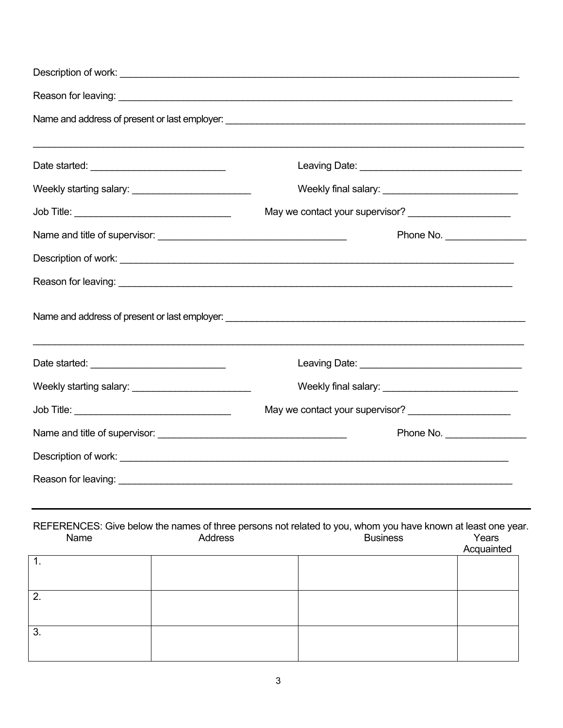Description of work: ______________________________________________________________________________

Reason for leaving: ______________________________________________________________________________

Name and address of present or last employer: ___________________________________________________________

______________________________________________________________________________________________

Date started: __________________________ Leaving Date: _______________________________

Weekly starting salary: _______________________ Weekly final salary: __________________________

Job Title: ______________________________ May we contact your supervisor? ____________________

Name and title of supervisor: ____________________________________ Phone No. ________________

Description of work: ______________________________________________________________________________

Reason for leaving: ______________________________________________________________________________

Name and address of present or last employer: ___________________________________________________________

______________________________________________________________________________________________

Date started: __________________________ Leaving Date: _______________________________

Weekly starting salary: _______________________ Weekly final salary: __________________________

Job Title: ______________________________ May we contact your supervisor? ____________________

Name and title of supervisor: ____________________________________ Phone No. ________________

Description of work: ______________________________________________________________________________

Reason for leaving: ______________________________________________________________________________

---

REFERENCES: Give below the names of three persons not related to you, whom you have known at least one year.

| Name | Address | Business | Years Acquainted |
|---|---|---|---|
| 1. | | | |
| 2. | | | |
| 3. | | | |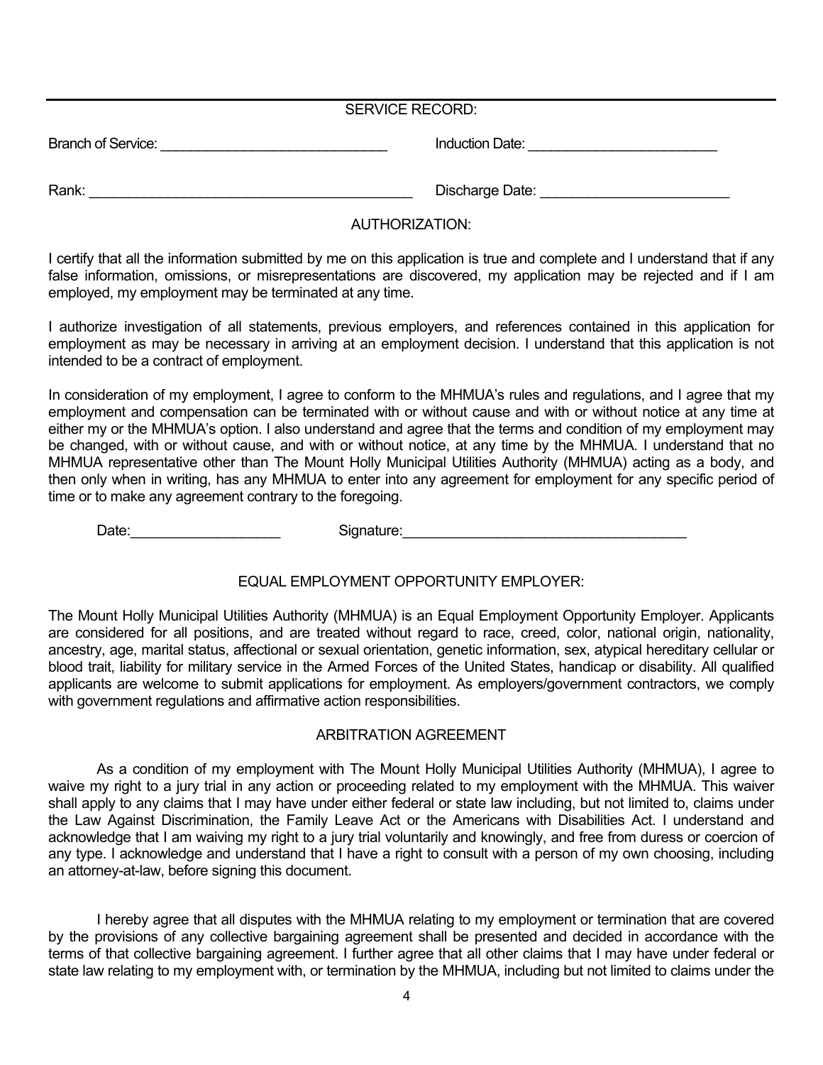## SERVICE RECORD:

Branch of Service: ______________________________ Induction Date: _________________________

Rank: __________________________________________ Discharge Date: ________________________

## AUTHORIZATION:

I certify that all the information submitted by me on this application is true and complete and I understand that if any false information, omissions, or misrepresentations are discovered, my application may be rejected and if I am employed, my employment may be terminated at any time.

I authorize investigation of all statements, previous employers, and references contained in this application for employment as may be necessary in arriving at an employment decision. I understand that this application is not intended to be a contract of employment.

In consideration of my employment, I agree to conform to the MHMUA's rules and regulations, and I agree that my employment and compensation can be terminated with or without cause and with or without notice at any time at either my or the MHMUA's option. I also understand and agree that the terms and condition of my employment may be changed, with or without cause, and with or without notice, at any time by the MHMUA. I understand that no MHMUA representative other than The Mount Holly Municipal Utilities Authority (MHMUA) acting as a body, and then only when in writing, has any MHMUA to enter into any agreement for employment for any specific period of time or to make any agreement contrary to the foregoing.

Date:___________________ Signature:____________________________________

## EQUAL EMPLOYMENT OPPORTUNITY EMPLOYER:

The Mount Holly Municipal Utilities Authority (MHMUA) is an Equal Employment Opportunity Employer. Applicants are considered for all positions, and are treated without regard to race, creed, color, national origin, nationality, ancestry, age, marital status, affectional or sexual orientation, genetic information, sex, atypical hereditary cellular or blood trait, liability for military service in the Armed Forces of the United States, handicap or disability. All qualified applicants are welcome to submit applications for employment. As employers/government contractors, we comply with government regulations and affirmative action responsibilities.

## ARBITRATION AGREEMENT

As a condition of my employment with The Mount Holly Municipal Utilities Authority (MHMUA), I agree to waive my right to a jury trial in any action or proceeding related to my employment with the MHMUA. This waiver shall apply to any claims that I may have under either federal or state law including, but not limited to, claims under the Law Against Discrimination, the Family Leave Act or the Americans with Disabilities Act. I understand and acknowledge that I am waiving my right to a jury trial voluntarily and knowingly, and free from duress or coercion of any type. I acknowledge and understand that I have a right to consult with a person of my own choosing, including an attorney-at-law, before signing this document.

I hereby agree that all disputes with the MHMUA relating to my employment or termination that are covered by the provisions of any collective bargaining agreement shall be presented and decided in accordance with the terms of that collective bargaining agreement. I further agree that all other claims that I may have under federal or state law relating to my employment with, or termination by the MHMUA, including but not limited to claims under the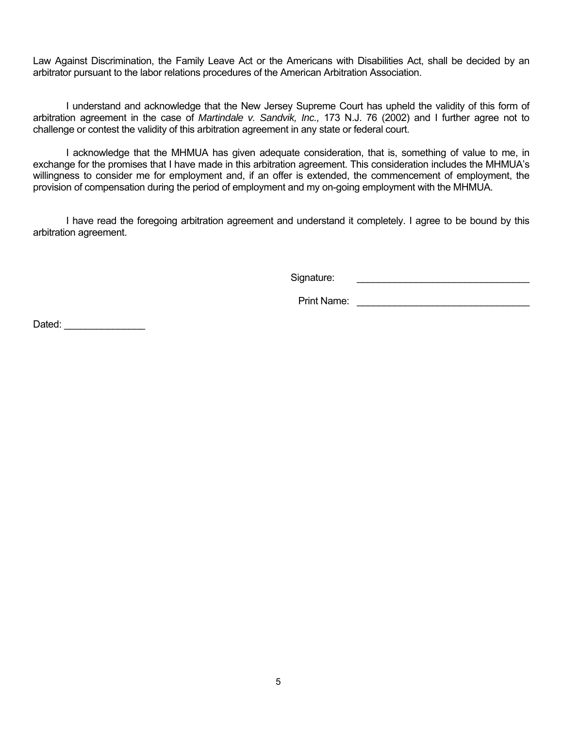Law Against Discrimination, the Family Leave Act or the Americans with Disabilities Act, shall be decided by an arbitrator pursuant to the labor relations procedures of the American Arbitration Association.

I understand and acknowledge that the New Jersey Supreme Court has upheld the validity of this form of arbitration agreement in the case of *Martindale v. Sandvik, Inc.,* 173 N.J. 76 (2002) and I further agree not to challenge or contest the validity of this arbitration agreement in any state or federal court.

I acknowledge that the MHMUA has given adequate consideration, that is, something of value to me, in exchange for the promises that I have made in this arbitration agreement. This consideration includes the MHMUA's willingness to consider me for employment and, if an offer is extended, the commencement of employment, the provision of compensation during the period of employment and my on-going employment with the MHMUA.

I have read the foregoing arbitration agreement and understand it completely. I agree to be bound by this arbitration agreement.

Signature: ________________________________

Print Name: ________________________________

Dated: _______________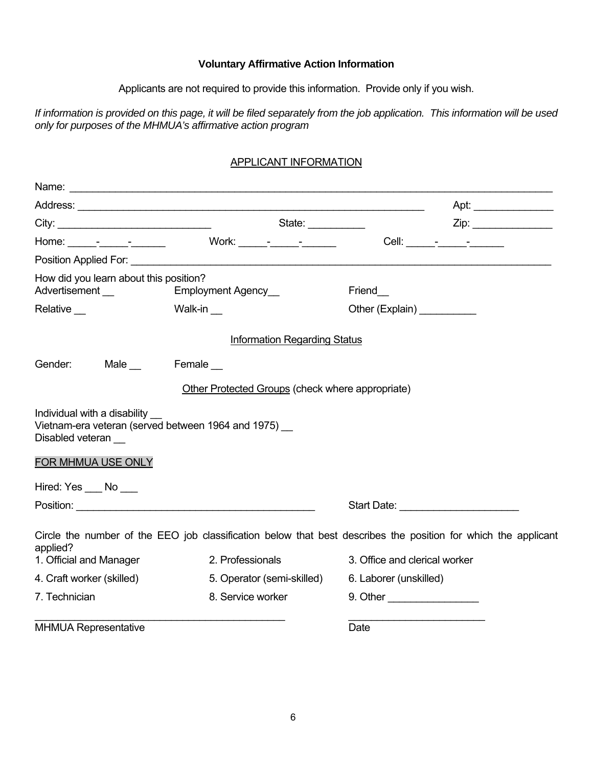**Voluntary Affirmative Action Information**

Applicants are not required to provide this information. Provide only if you wish.

*If information is provided on this page, it will be filed separately from the job application. This information will be used only for purposes of the MHMUA's affirmative action program*

APPLICANT INFORMATION

Name: ______________________________________________________________________________

Address: _______________________________________________________ Apt: ______________

City: ___________________________ State: __________ Zip: ______________

Home: _____-_____-______ Work: _____-_____-______ Cell: _____-_____-______

Position Applied For: _____________________________________________________________________

How did you learn about this position?

Advertisement __ Employment Agency__ Friend__

Relative __ Walk-in __ Other (Explain) __________

Information Regarding Status

Gender: Male __ Female __

Other Protected Groups (check where appropriate)

Individual with a disability __
Vietnam-era veteran (served between 1964 and 1975) __
Disabled veteran __

FOR MHMUA USE ONLY

Hired: Yes ___ No ___

Position: __________________________________________ Start Date: _____________________

Circle the number of the EEO job classification below that best describes the position for which the applicant applied?

1. Official and Manager
2. Professionals
3. Office and clerical worker
4. Craft worker (skilled)
5. Operator (semi-skilled)
6. Laborer (unskilled)
7. Technician
8. Service worker
9. Other ________________

_____________________________________________ ________________________

MHMUA Representative Date